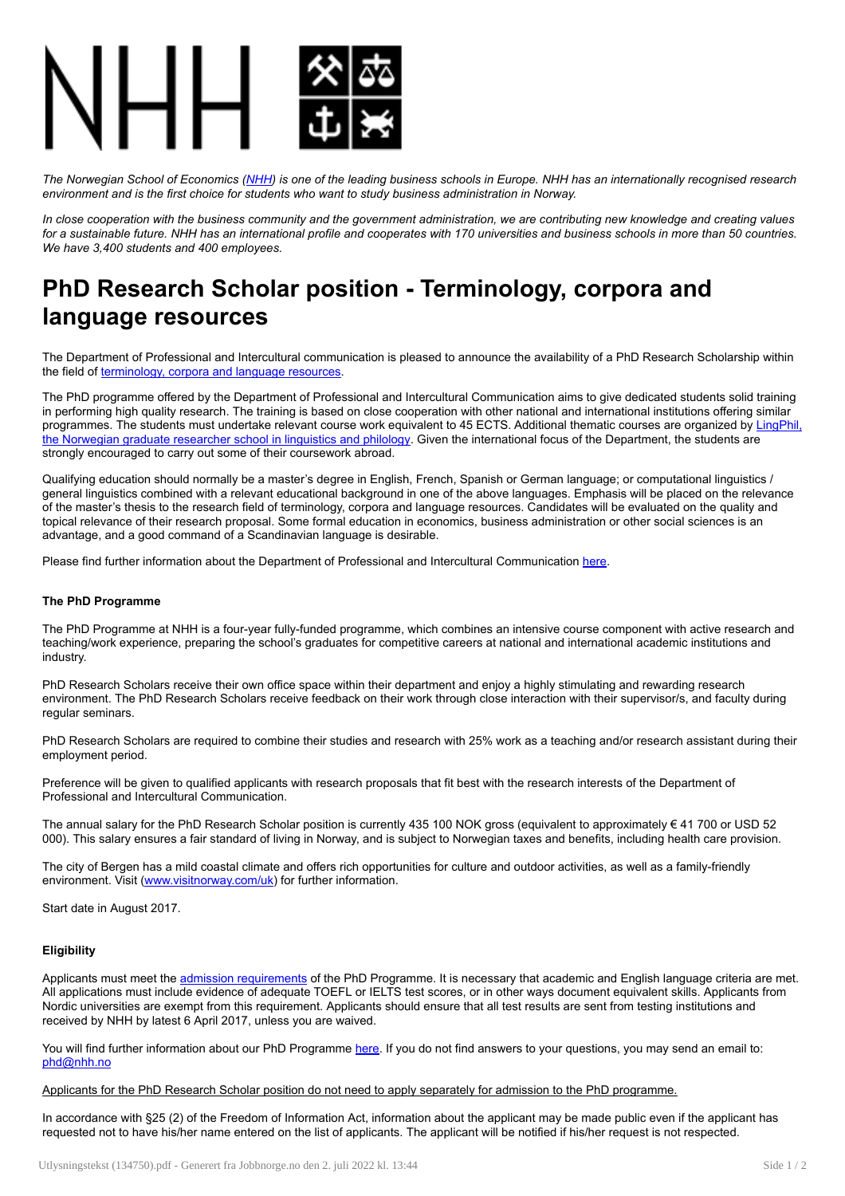*The Norwegian School of Economics (NHH) is one of the leading business schools in Europe. NHH has an internationally recognised research environment and is the first choice for students who want to study business administration in Norway.*

*In close cooperation with the business community and the government administration, we are contributing new knowledge and creating values for a sustainable future. NHH has an international profile and cooperates with 170 universities and business schools in more than 50 countries. We have 3,400 students and 400 employees.*

# PhD Research Scholar position - Terminology, corpora and language resources

The Department of Professional and Intercultural communication is pleased to announce the availability of a PhD Research Scholarship within the field of terminology, corpora and language resources.

The PhD programme offered by the Department of Professional and Intercultural Communication aims to give dedicated students solid training in performing high quality research. The training is based on close cooperation with other national and international institutions offering similar programmes. The students must undertake relevant course work equivalent to 45 ECTS. Additional thematic courses are organized by LingPhil, the Norwegian graduate researcher school in linguistics and philology. Given the international focus of the Department, the students are strongly encouraged to carry out some of their coursework abroad.

Qualifying education should normally be a master's degree in English, French, Spanish or German language; or computational linguistics / general linguistics combined with a relevant educational background in one of the above languages. Emphasis will be placed on the relevance of the master's thesis to the research field of terminology, corpora and language resources. Candidates will be evaluated on the quality and topical relevance of their research proposal. Some formal education in economics, business administration or other social sciences is an advantage, and a good command of a Scandinavian language is desirable.

Please find further information about the Department of Professional and Intercultural Communication here.

### The PhD Programme

The PhD Programme at NHH is a four-year fully-funded programme, which combines an intensive course component with active research and teaching/work experience, preparing the school's graduates for competitive careers at national and international academic institutions and industry.

PhD Research Scholars receive their own office space within their department and enjoy a highly stimulating and rewarding research environment. The PhD Research Scholars receive feedback on their work through close interaction with their supervisor/s, and faculty during regular seminars.

PhD Research Scholars are required to combine their studies and research with 25% work as a teaching and/or research assistant during their employment period.

Preference will be given to qualified applicants with research proposals that fit best with the research interests of the Department of Professional and Intercultural Communication.

The annual salary for the PhD Research Scholar position is currently 435 100 NOK gross (equivalent to approximately € 41 700 or USD 52 000). This salary ensures a fair standard of living in Norway, and is subject to Norwegian taxes and benefits, including health care provision.

The city of Bergen has a mild coastal climate and offers rich opportunities for culture and outdoor activities, as well as a family-friendly environment. Visit (www.visitnorway.com/uk) for further information.

Start date in August 2017.

### Eligibility

Applicants must meet the admission requirements of the PhD Programme. It is necessary that academic and English language criteria are met. All applications must include evidence of adequate TOEFL or IELTS test scores, or in other ways document equivalent skills. Applicants from Nordic universities are exempt from this requirement. Applicants should ensure that all test results are sent from testing institutions and received by NHH by latest 6 April 2017, unless you are waived.

You will find further information about our PhD Programme here. If you do not find answers to your questions, you may send an email to: phd@nhh.no

Applicants for the PhD Research Scholar position do not need to apply separately for admission to the PhD programme.

In accordance with §25 (2) of the Freedom of Information Act, information about the applicant may be made public even if the applicant has requested not to have his/her name entered on the list of applicants. The applicant will be notified if his/her request is not respected.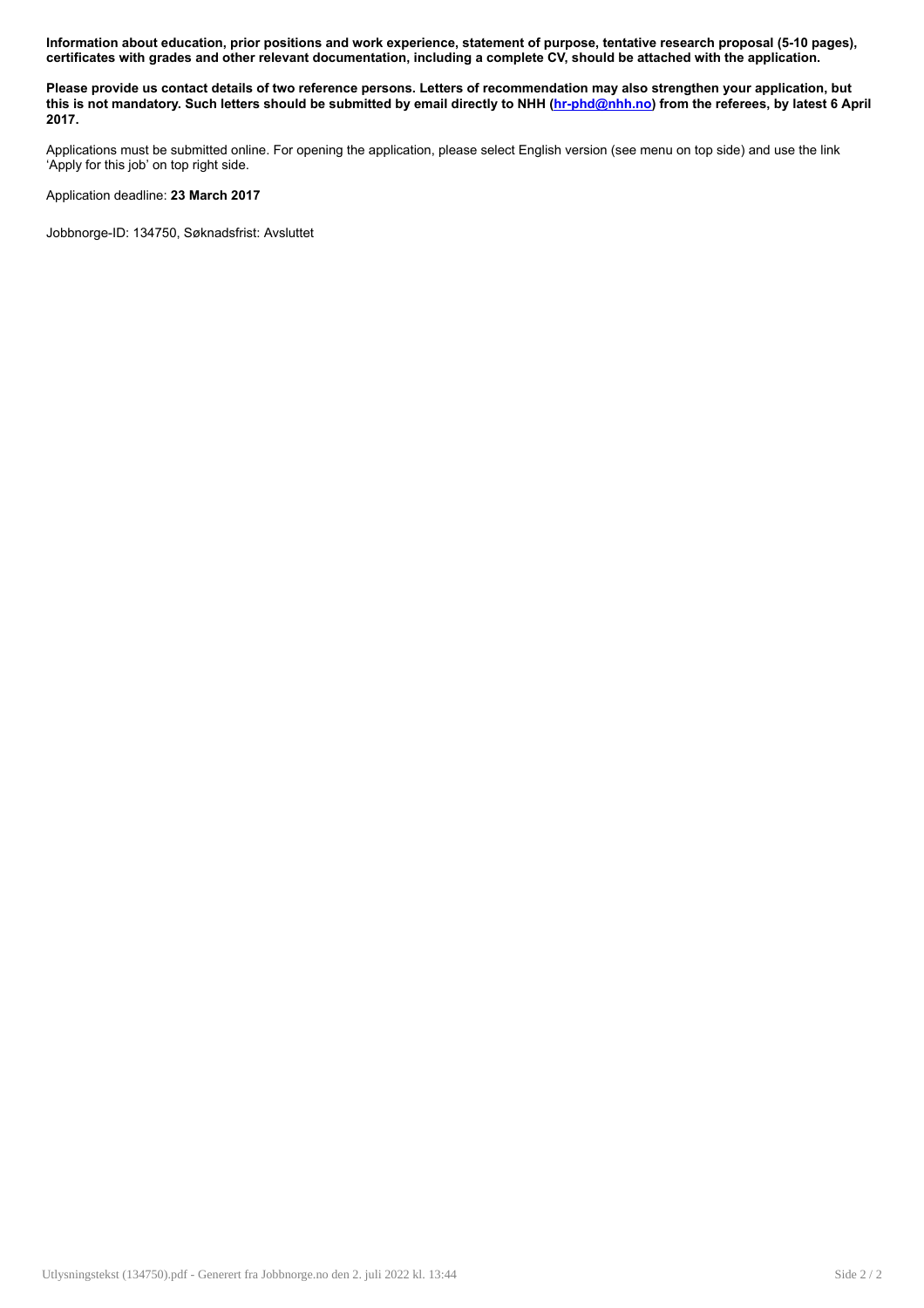**Information about education, prior positions and work experience, statement of purpose, tentative research proposal (5-10 pages), certificates with grades and other relevant documentation, including a complete CV, should be attached with the application.**

**Please provide us contact details of two reference persons. Letters of recommendation may also strengthen your application, but this is not mandatory. Such letters should be submitted by email directly to NHH ([hr-phd@nhh.no](mailto:hr-phd@nhh.no)) from the referees, by latest 6 April 2017.**

Applications must be submitted online. For opening the application, please select English version (see menu on top side) and use the link 'Apply for this job' on top right side.

Application deadline: **23 March 2017**

Jobbnorge-ID: 134750, Søknadsfrist: Avsluttet